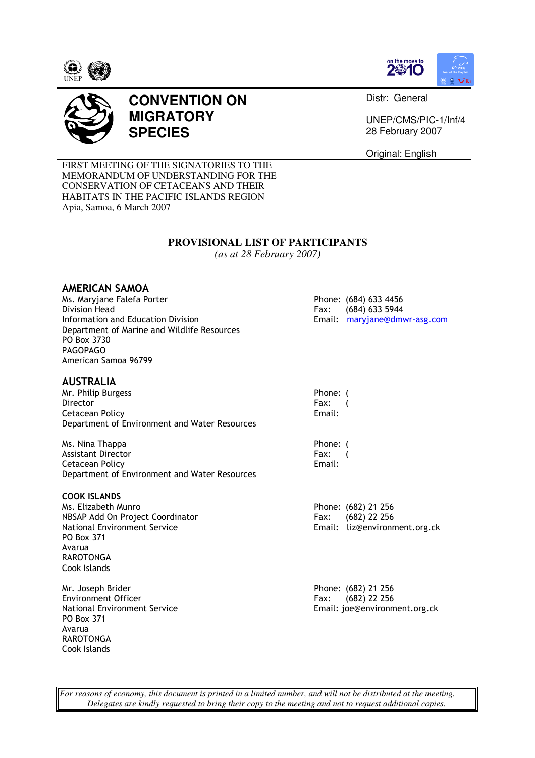# CONVENTION ON MIGRATORY SPECIES

Distr: General

UNEP/CMS/PIC-1/Inf/4
28 February 2007

Original: English

FIRST MEETING OF THE SIGNATORIES TO THE MEMORANDUM OF UNDERSTANDING FOR THE CONSERVATION OF CETACEANS AND THEIR HABITATS IN THE PACIFIC ISLANDS REGION
Apia, Samoa, 6 March 2007

## PROVISIONAL LIST OF PARTICIPANTS

*(as at 28 February 2007)*

### AMERICAN SAMOA

Ms. Maryjane Falefa Porter
Division Head
Information and Education Division
Department of Marine and Wildlife Resources
PO Box 3730
PAGOPAGO
American Samoa 96799

Phone: (684) 633 4456
Fax: (684) 633 5944
Email: maryjane@dmwr-asg.com

### AUSTRALIA

Mr. Philip Burgess
Director
Cetacean Policy
Department of Environment and Water Resources

Phone: (
Fax: (
Email:

Ms. Nina Thappa
Assistant Director
Cetacean Policy
Department of Environment and Water Resources

Phone: (
Fax: (
Email:

### COOK ISLANDS

Ms. Elizabeth Munro
NBSAP Add On Project Coordinator
National Environment Service
PO Box 371
Avarua
RAROTONGA
Cook Islands

Phone: (682) 21 256
Fax: (682) 22 256
Email: liz@environment.org.ck

Mr. Joseph Brider
Environment Officer
National Environment Service
PO Box 371
Avarua
RAROTONGA
Cook Islands

Phone: (682) 21 256
Fax: (682) 22 256
Email: joe@environment.org.ck

*For reasons of economy, this document is printed in a limited number, and will not be distributed at the meeting. Delegates are kindly requested to bring their copy to the meeting and not to request additional copies.*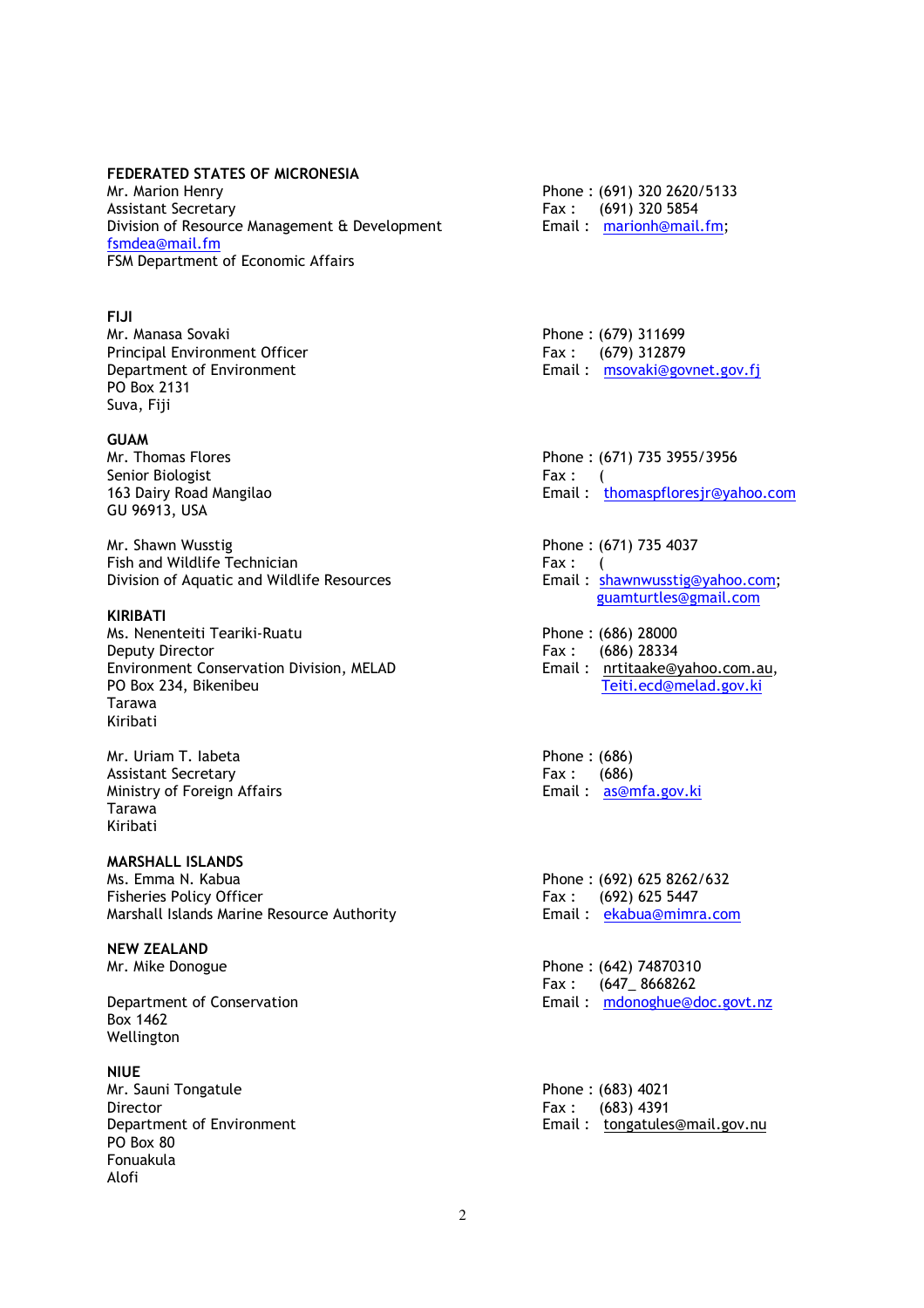**FEDERATED STATES OF MICRONESIA**

Mr. Marion Henry
Assistant Secretary
Division of Resource Management & Development
fsmdea@mail.fm
FSM Department of Economic Affairs

Phone : (691) 320 2620/5133
Fax : (691) 320 5854
Email : marionh@mail.fm;

**FIJI**

Mr. Manasa Sovaki
Principal Environment Officer
Department of Environment
PO Box 2131
Suva, Fiji

Phone : (679) 311699
Fax : (679) 312879
Email : msovaki@govnet.gov.fj

**GUAM**

Mr. Thomas Flores
Senior Biologist
163 Dairy Road Mangilao
GU 96913, USA

Phone : (671) 735 3955/3956
Fax : (
Email : thomaspfloresjr@yahoo.com

Mr. Shawn Wusstig
Fish and Wildlife Technician
Division of Aquatic and Wildlife Resources

Phone : (671) 735 4037
Fax : (
Email : shawnwusstig@yahoo.com; guamturtles@gmail.com

**KIRIBATI**

Ms. Nenenteiti Teariki-Ruatu
Deputy Director
Environment Conservation Division, MELAD
PO Box 234, Bikenibeu
Tarawa
Kiribati

Phone : (686) 28000
Fax : (686) 28334
Email : nrtitaake@yahoo.com.au, Teiti.ecd@melad.gov.ki

Mr. Uriam T. Iabeta
Assistant Secretary
Ministry of Foreign Affairs
Tarawa
Kiribati

Phone : (686)
Fax : (686)
Email : as@mfa.gov.ki

**MARSHALL ISLANDS**

Ms. Emma N. Kabua
Fisheries Policy Officer
Marshall Islands Marine Resource Authority

Phone : (692) 625 8262/632
Fax : (692) 625 5447
Email : ekabua@mimra.com

**NEW ZEALAND**

Mr. Mike Donogue

Department of Conservation
Box 1462
Wellington

Phone : (642) 74870310
Fax : (647_ 8668262
Email : mdonoghue@doc.govt.nz

**NIUE**

Mr. Sauni Tongatule
Director
Department of Environment
PO Box 80
Fonuakula
Alofi

Phone : (683) 4021
Fax : (683) 4391
Email : tongatules@mail.gov.nu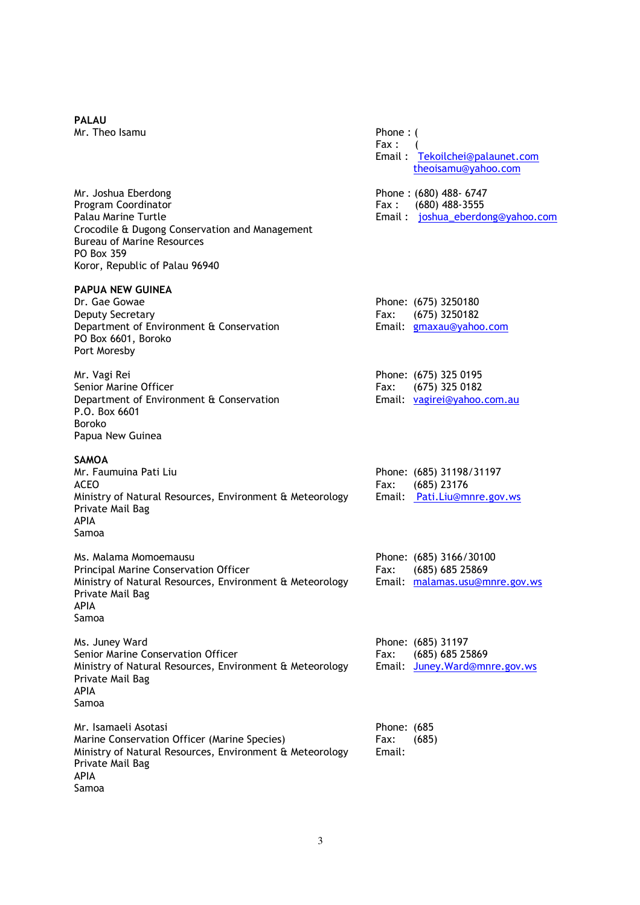**PALAU**

Mr. Theo Isamu

Phone : (
Fax : (
Email : Tekoilchei@palaunet.com
theoisamu@yahoo.com

Mr. Joshua Eberdong
Program Coordinator
Palau Marine Turtle
Crocodile & Dugong Conservation and Management
Bureau of Marine Resources
PO Box 359
Koror, Republic of Palau 96940

Phone : (680) 488- 6747
Fax : (680) 488-3555
Email : joshua_eberdong@yahoo.com

**PAPUA NEW GUINEA**

Dr. Gae Gowae
Deputy Secretary
Department of Environment & Conservation
PO Box 6601, Boroko
Port Moresby

Phone: (675) 3250180
Fax: (675) 3250182
Email: gmaxau@yahoo.com

Mr. Vagi Rei
Senior Marine Officer
Department of Environment & Conservation
P.O. Box 6601
Boroko
Papua New Guinea

Phone: (675) 325 0195
Fax: (675) 325 0182
Email: vagirei@yahoo.com.au

**SAMOA**

Mr. Faumuina Pati Liu
ACEO
Ministry of Natural Resources, Environment & Meteorology
Private Mail Bag
APIA
Samoa

Phone: (685) 31198/31197
Fax: (685) 23176
Email: Pati.Liu@mnre.gov.ws

Ms. Malama Momoemausu
Principal Marine Conservation Officer
Ministry of Natural Resources, Environment & Meteorology
Private Mail Bag
APIA
Samoa

Phone: (685) 3166/30100
Fax: (685) 685 25869
Email: malamas.usu@mnre.gov.ws

Ms. Juney Ward
Senior Marine Conservation Officer
Ministry of Natural Resources, Environment & Meteorology
Private Mail Bag
APIA
Samoa

Phone: (685) 31197
Fax: (685) 685 25869
Email: Juney.Ward@mnre.gov.ws

Mr. Isamaeli Asotasi
Marine Conservation Officer (Marine Species)
Ministry of Natural Resources, Environment & Meteorology
Private Mail Bag
APIA
Samoa

Phone: (685
Fax: (685)
Email: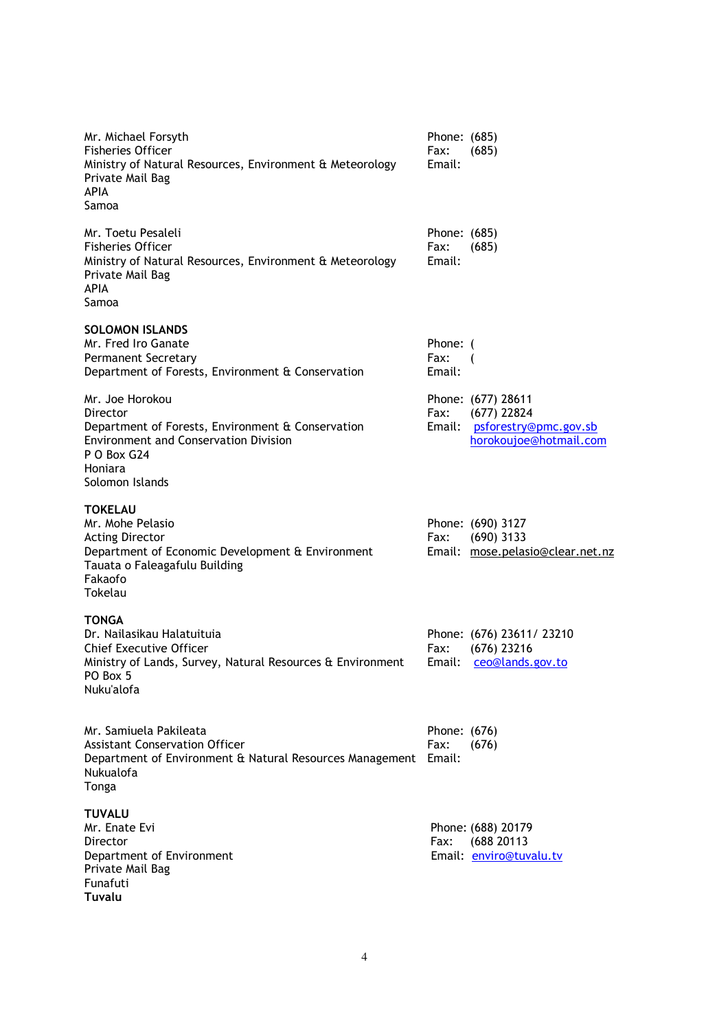Mr. Michael Forsyth
Fisheries Officer
Ministry of Natural Resources, Environment & Meteorology
Private Mail Bag
APIA
Samoa

Phone: (685)
Fax: (685)
Email:

Mr. Toetu Pesaleli
Fisheries Officer
Ministry of Natural Resources, Environment & Meteorology
Private Mail Bag
APIA
Samoa

Phone: (685)
Fax: (685)
Email:

**SOLOMON ISLANDS**

Mr. Fred Iro Ganate
Permanent Secretary
Department of Forests, Environment & Conservation

Phone: (
Fax: (
Email:

Mr. Joe Horokou
Director
Department of Forests, Environment & Conservation
Environment and Conservation Division
P O Box G24
Honiara
Solomon Islands

Phone: (677) 28611
Fax: (677) 22824
Email: psforestry@pmc.gov.sb
horokoujoe@hotmail.com

**TOKELAU**

Mr. Mohe Pelasio
Acting Director
Department of Economic Development & Environment
Tauata o Faleagafulu Building
Fakaofo
Tokelau

Phone: (690) 3127
Fax: (690) 3133
Email: mose.pelasio@clear.net.nz

**TONGA**

Dr. Nailasikau Halatuituia
Chief Executive Officer
Ministry of Lands, Survey, Natural Resources & Environment
PO Box 5
Nuku'alofa

Phone: (676) 23611/ 23210
Fax: (676) 23216
Email: ceo@lands.gov.to

Mr. Samiuela Pakileata
Assistant Conservation Officer
Department of Environment & Natural Resources Management
Nukualofa
Tonga

Phone: (676)
Fax: (676)
Email:

**TUVALU**

Mr. Enate Evi
Director
Department of Environment
Private Mail Bag
Funafuti
**Tuvalu**

Phone: (688) 20179
Fax: (688 20113
Email: enviro@tuvalu.tv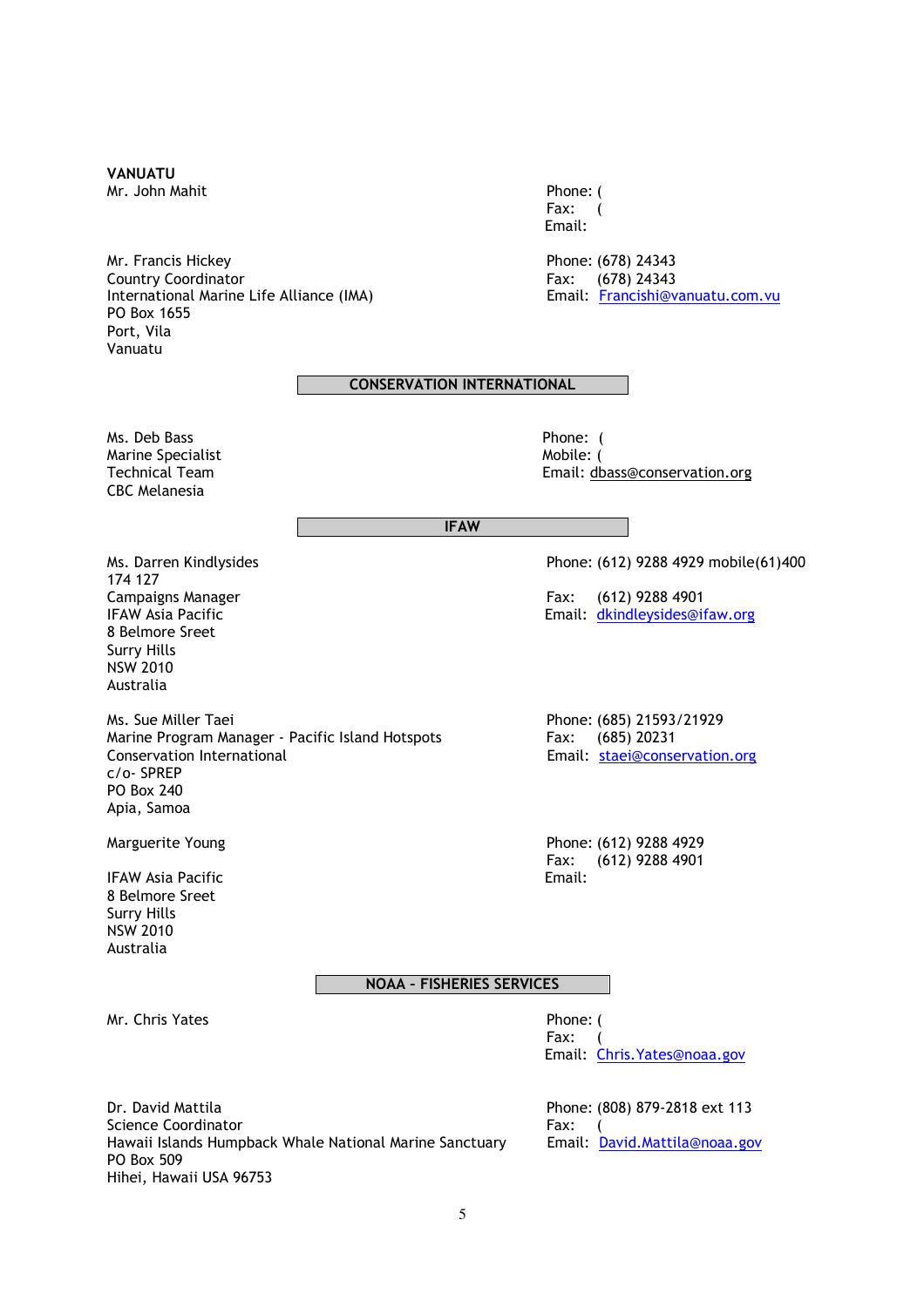**VANUATU**

Mr. John Mahit

Phone: (
Fax: (
Email:

Mr. Francis Hickey
Country Coordinator
International Marine Life Alliance (IMA)
PO Box 1655
Port, Vila
Vanuatu

Phone: (678) 24343
Fax: (678) 24343
Email: Francishi@vanuatu.com.vu

**CONSERVATION INTERNATIONAL**

Ms. Deb Bass
Marine Specialist
Technical Team
CBC Melanesia

Phone: (
Mobile: (
Email: dbass@conservation.org

**IFAW**

Ms. Darren Kindlysides
174 127
Campaigns Manager
IFAW Asia Pacific
8 Belmore Sreet
Surry Hills
NSW 2010
Australia

Phone: (612) 9288 4929 mobile(61)400
Fax: (612) 9288 4901
Email: dkindleysides@ifaw.org

Ms. Sue Miller Taei
Marine Program Manager - Pacific Island Hotspots
Conservation International
c/o- SPREP
PO Box 240
Apia, Samoa

Phone: (685) 21593/21929
Fax: (685) 20231
Email: staei@conservation.org

Marguerite Young

IFAW Asia Pacific
8 Belmore Sreet
Surry Hills
NSW 2010
Australia

Phone: (612) 9288 4929
Fax: (612) 9288 4901
Email:

**NOAA - FISHERIES SERVICES**

Mr. Chris Yates

Phone: (
Fax: (
Email: Chris.Yates@noaa.gov

Dr. David Mattila
Science Coordinator
Hawaii Islands Humpback Whale National Marine Sanctuary
PO Box 509
Hihei, Hawaii USA 96753

Phone: (808) 879-2818 ext 113
Fax: (
Email: David.Mattila@noaa.gov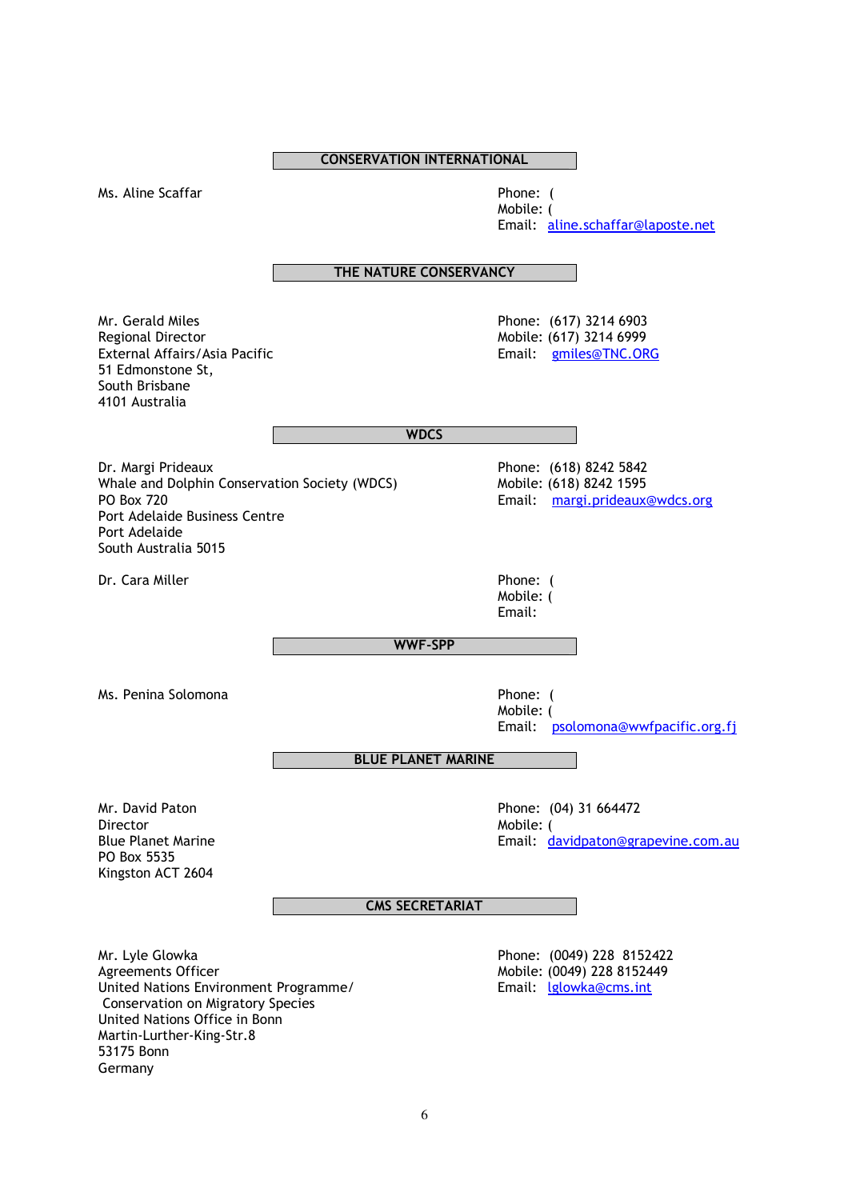## CONSERVATION INTERNATIONAL

Ms. Aline Scaffar

Phone: (
Mobile: (
Email: aline.schaffar@laposte.net

## THE NATURE CONSERVANCY

Mr. Gerald Miles
Regional Director
External Affairs/Asia Pacific
51 Edmonstone St,
South Brisbane
4101 Australia

Phone: (617) 3214 6903
Mobile: (617) 3214 6999
Email: gmiles@TNC.ORG

## WDCS

Dr. Margi Prideaux
Whale and Dolphin Conservation Society (WDCS)
PO Box 720
Port Adelaide Business Centre
Port Adelaide
South Australia 5015

Phone: (618) 8242 5842
Mobile: (618) 8242 1595
Email: margi.prideaux@wdcs.org

Dr. Cara Miller

Phone: (
Mobile: (
Email:

## WWF-SPP

Ms. Penina Solomona

Phone: (
Mobile: (
Email: psolomona@wwfpacific.org.fj

## BLUE PLANET MARINE

Mr. David Paton
Director
Blue Planet Marine
PO Box 5535
Kingston ACT 2604

Phone: (04) 31 664472
Mobile: (
Email: davidpaton@grapevine.com.au

## CMS SECRETARIAT

Mr. Lyle Glowka
Agreements Officer
United Nations Environment Programme/
Conservation on Migratory Species
United Nations Office in Bonn
Martin-Lurther-King-Str.8
53175 Bonn
Germany

Phone: (0049) 228 8152422
Mobile: (0049) 228 8152449
Email: lglowka@cms.int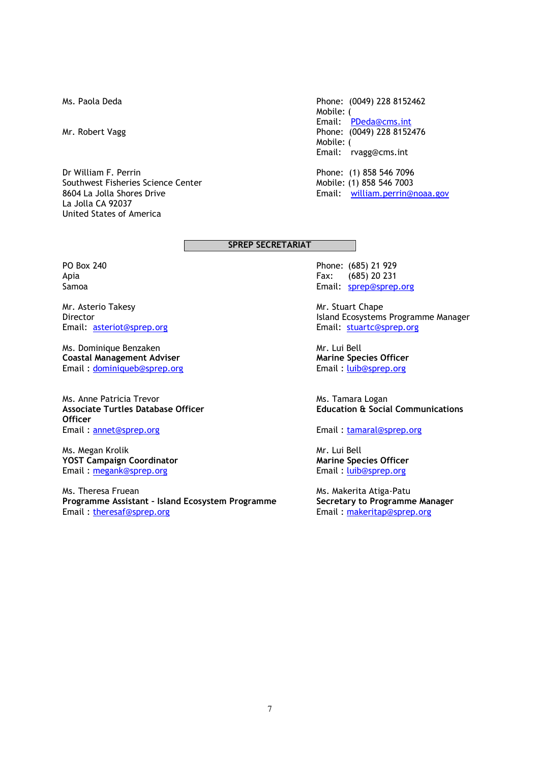Ms. Paola Deda

Phone: (0049) 228 8152462
Mobile: (
Email: PDeda@cms.int

Mr. Robert Vagg

Phone: (0049) 228 8152476
Mobile: (
Email: rvagg@cms.int

Dr William F. Perrin
Southwest Fisheries Science Center
8604 La Jolla Shores Drive
La Jolla CA 92037
United States of America

Phone: (1) 858 546 7096
Mobile: (1) 858 546 7003
Email: william.perrin@noaa.gov

## SPREP SECRETARIAT

PO Box 240
Apia
Samoa

Phone: (685) 21 929
Fax: (685) 20 231
Email: sprep@sprep.org

Mr. Asterio Takesy
Director
Email: asteriot@sprep.org

Mr. Stuart Chape
Island Ecosystems Programme Manager
Email: stuartc@sprep.org

Ms. Dominique Benzaken
**Coastal Management Adviser**
Email : dominiqueb@sprep.org

Mr. Lui Bell
**Marine Species Officer**
Email : luib@sprep.org

Ms. Anne Patricia Trevor
**Associate Turtles Database Officer Officer**
Email : annet@sprep.org

Ms. Tamara Logan
**Education & Social Communications**
Email : tamaral@sprep.org

Ms. Megan Krolik
**YOST Campaign Coordinator**
Email : megank@sprep.org

Mr. Lui Bell
**Marine Species Officer**
Email : luib@sprep.org

Ms. Theresa Fruean
**Programme Assistant - Island Ecosystem Programme**
Email : theresaf@sprep.org

Ms. Makerita Atiga-Patu
**Secretary to Programme Manager**
Email : makeritap@sprep.org